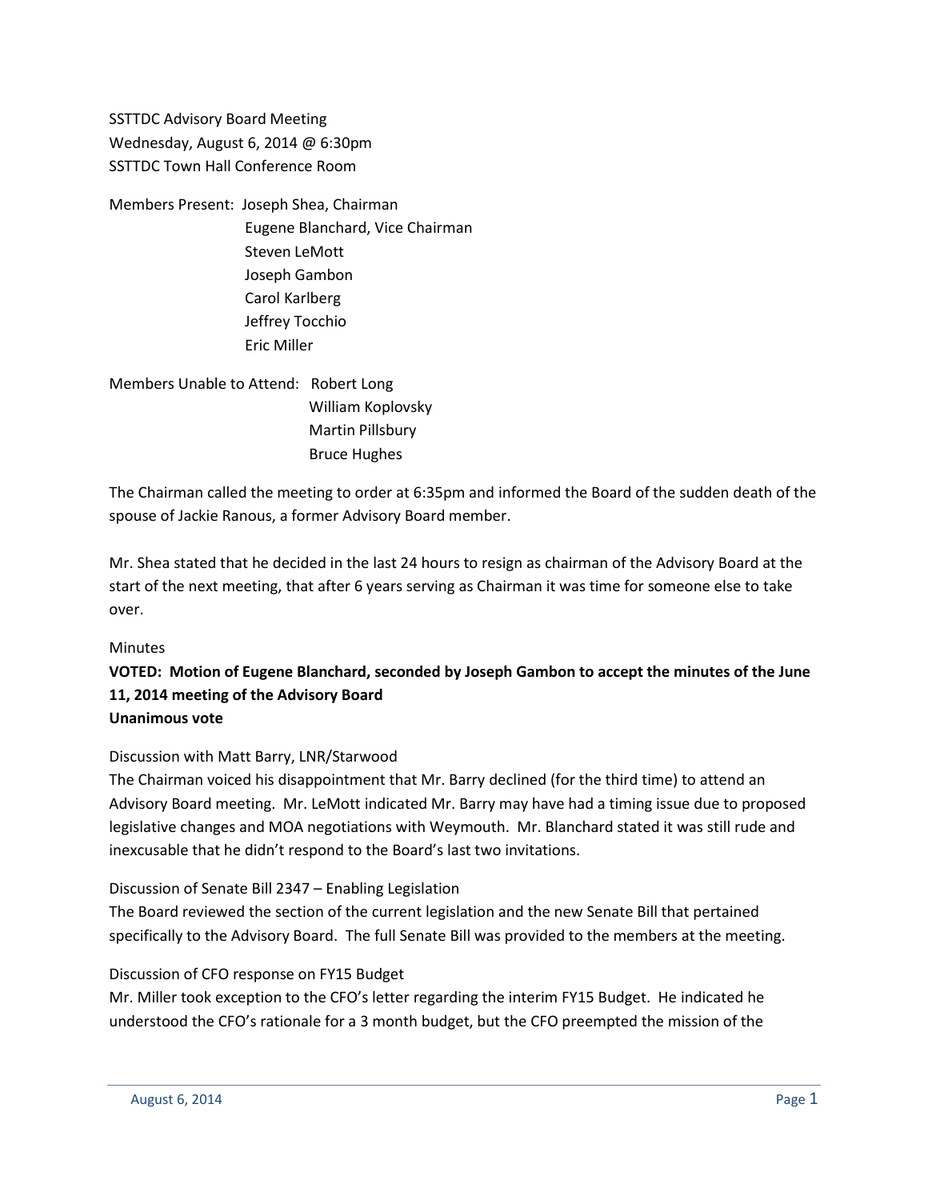SSTTDC Advisory Board Meeting
Wednesday, August 6, 2014 @ 6:30pm
SSTTDC Town Hall Conference Room

Members Present: Joseph Shea, Chairman
Eugene Blanchard, Vice Chairman
Steven LeMott
Joseph Gambon
Carol Karlberg
Jeffrey Tocchio
Eric Miller

Members Unable to Attend: Robert Long
William Koplovsky
Martin Pillsbury
Bruce Hughes

The Chairman called the meeting to order at 6:35pm and informed the Board of the sudden death of the spouse of Jackie Ranous, a former Advisory Board member.

Mr. Shea stated that he decided in the last 24 hours to resign as chairman of the Advisory Board at the start of the next meeting, that after 6 years serving as Chairman it was time for someone else to take over.

Minutes

**VOTED: Motion of Eugene Blanchard, seconded by Joseph Gambon to accept the minutes of the June 11, 2014 meeting of the Advisory Board**
**Unanimous vote**

Discussion with Matt Barry, LNR/Starwood

The Chairman voiced his disappointment that Mr. Barry declined (for the third time) to attend an Advisory Board meeting. Mr. LeMott indicated Mr. Barry may have had a timing issue due to proposed legislative changes and MOA negotiations with Weymouth. Mr. Blanchard stated it was still rude and inexcusable that he didn't respond to the Board's last two invitations.

Discussion of Senate Bill 2347 – Enabling Legislation

The Board reviewed the section of the current legislation and the new Senate Bill that pertained specifically to the Advisory Board. The full Senate Bill was provided to the members at the meeting.

Discussion of CFO response on FY15 Budget

Mr. Miller took exception to the CFO's letter regarding the interim FY15 Budget. He indicated he understood the CFO's rationale for a 3 month budget, but the CFO preempted the mission of the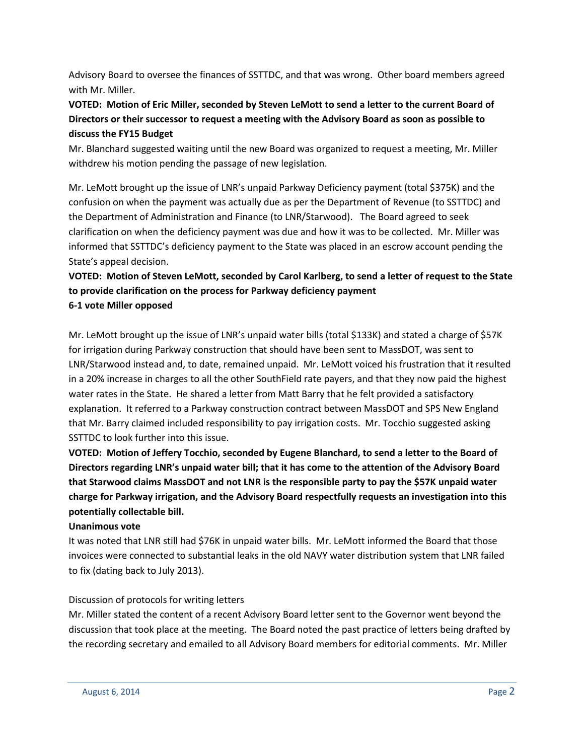Advisory Board to oversee the finances of SSTTDC, and that was wrong. Other board members agreed with Mr. Miller.

**VOTED: Motion of Eric Miller, seconded by Steven LeMott to send a letter to the current Board of Directors or their successor to request a meeting with the Advisory Board as soon as possible to discuss the FY15 Budget**

Mr. Blanchard suggested waiting until the new Board was organized to request a meeting, Mr. Miller withdrew his motion pending the passage of new legislation.

Mr. LeMott brought up the issue of LNR's unpaid Parkway Deficiency payment (total $375K) and the confusion on when the payment was actually due as per the Department of Revenue (to SSTTDC) and the Department of Administration and Finance (to LNR/Starwood). The Board agreed to seek clarification on when the deficiency payment was due and how it was to be collected. Mr. Miller was informed that SSTTDC's deficiency payment to the State was placed in an escrow account pending the State's appeal decision.

**VOTED: Motion of Steven LeMott, seconded by Carol Karlberg, to send a letter of request to the State to provide clarification on the process for Parkway deficiency payment**
**6-1 vote Miller opposed**

Mr. LeMott brought up the issue of LNR's unpaid water bills (total $133K) and stated a charge of $57K for irrigation during Parkway construction that should have been sent to MassDOT, was sent to LNR/Starwood instead and, to date, remained unpaid. Mr. LeMott voiced his frustration that it resulted in a 20% increase in charges to all the other SouthField rate payers, and that they now paid the highest water rates in the State. He shared a letter from Matt Barry that he felt provided a satisfactory explanation. It referred to a Parkway construction contract between MassDOT and SPS New England that Mr. Barry claimed included responsibility to pay irrigation costs. Mr. Tocchio suggested asking SSTTDC to look further into this issue.

**VOTED: Motion of Jeffery Tocchio, seconded by Eugene Blanchard, to send a letter to the Board of Directors regarding LNR's unpaid water bill; that it has come to the attention of the Advisory Board that Starwood claims MassDOT and not LNR is the responsible party to pay the $57K unpaid water charge for Parkway irrigation, and the Advisory Board respectfully requests an investigation into this potentially collectable bill.**
**Unanimous vote**

It was noted that LNR still had $76K in unpaid water bills. Mr. LeMott informed the Board that those invoices were connected to substantial leaks in the old NAVY water distribution system that LNR failed to fix (dating back to July 2013).

Discussion of protocols for writing letters

Mr. Miller stated the content of a recent Advisory Board letter sent to the Governor went beyond the discussion that took place at the meeting. The Board noted the past practice of letters being drafted by the recording secretary and emailed to all Advisory Board members for editorial comments. Mr. Miller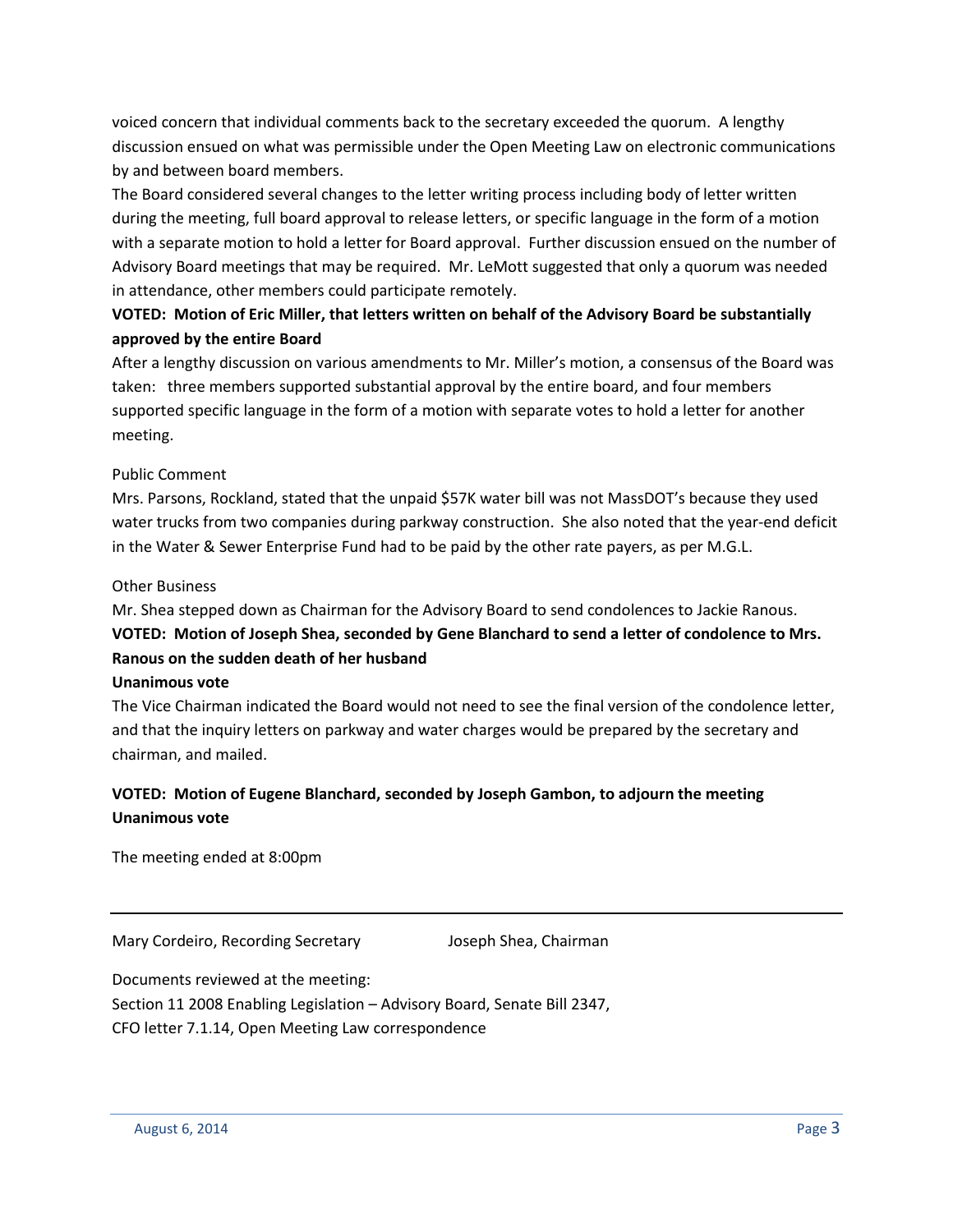voiced concern that individual comments back to the secretary exceeded the quorum. A lengthy discussion ensued on what was permissible under the Open Meeting Law on electronic communications by and between board members.

The Board considered several changes to the letter writing process including body of letter written during the meeting, full board approval to release letters, or specific language in the form of a motion with a separate motion to hold a letter for Board approval. Further discussion ensued on the number of Advisory Board meetings that may be required. Mr. LeMott suggested that only a quorum was needed in attendance, other members could participate remotely.

**VOTED: Motion of Eric Miller, that letters written on behalf of the Advisory Board be substantially approved by the entire Board**

After a lengthy discussion on various amendments to Mr. Miller's motion, a consensus of the Board was taken: three members supported substantial approval by the entire board, and four members supported specific language in the form of a motion with separate votes to hold a letter for another meeting.

Public Comment

Mrs. Parsons, Rockland, stated that the unpaid $57K water bill was not MassDOT's because they used water trucks from two companies during parkway construction. She also noted that the year-end deficit in the Water & Sewer Enterprise Fund had to be paid by the other rate payers, as per M.G.L.

Other Business

Mr. Shea stepped down as Chairman for the Advisory Board to send condolences to Jackie Ranous.

**VOTED: Motion of Joseph Shea, seconded by Gene Blanchard to send a letter of condolence to Mrs. Ranous on the sudden death of her husband**

**Unanimous vote**

The Vice Chairman indicated the Board would not need to see the final version of the condolence letter, and that the inquiry letters on parkway and water charges would be prepared by the secretary and chairman, and mailed.

**VOTED: Motion of Eugene Blanchard, seconded by Joseph Gambon, to adjourn the meeting**
**Unanimous vote**

The meeting ended at 8:00pm

---

Mary Cordeiro, Recording Secretary    Joseph Shea, Chairman

Documents reviewed at the meeting:
Section 11 2008 Enabling Legislation – Advisory Board, Senate Bill 2347,
CFO letter 7.1.14, Open Meeting Law correspondence